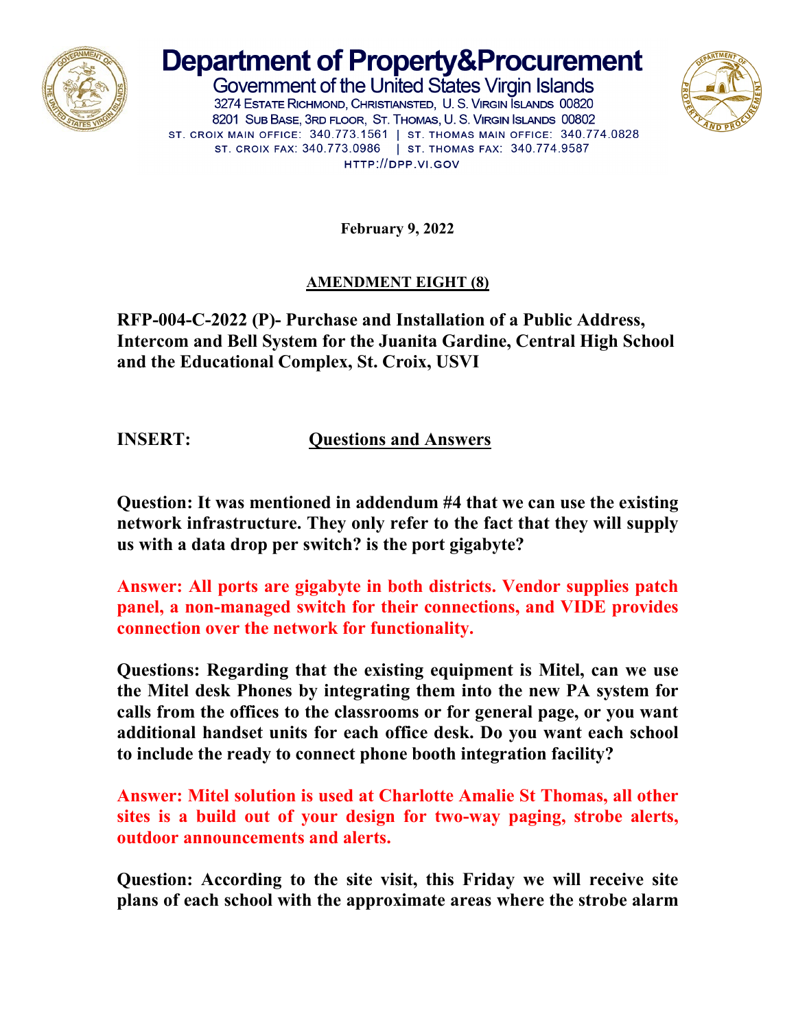# Department of Property&Procurement

Government of the United States Virgin Islands
3274 Estate Richmond, Christiansted, U. S. Virgin Islands 00820
8201 Sub Base, 3rd floor, St. Thomas, U. S. Virgin Islands 00802
ST. CROIX MAIN OFFICE: 340.773.1561 | ST. THOMAS MAIN OFFICE: 340.774.0828
ST. CROIX FAX: 340.773.0986 | ST. THOMAS FAX: 340.774.9587
HTTP://DPP.VI.GOV

**February 9, 2022**

**AMENDMENT EIGHT (8)**

**RFP-004-C-2022 (P)- Purchase and Installation of a Public Address, Intercom and Bell System for the Juanita Gardine, Central High School and the Educational Complex, St. Croix, USVI**

**INSERT: Questions and Answers**

**Question: It was mentioned in addendum #4 that we can use the existing network infrastructure. They only refer to the fact that they will supply us with a data drop per switch? is the port gigabyte?**

**Answer: All ports are gigabyte in both districts. Vendor supplies patch panel, a non-managed switch for their connections, and VIDE provides connection over the network for functionality.**

**Questions: Regarding that the existing equipment is Mitel, can we use the Mitel desk Phones by integrating them into the new PA system for calls from the offices to the classrooms or for general page, or you want additional handset units for each office desk. Do you want each school to include the ready to connect phone booth integration facility?**

**Answer: Mitel solution is used at Charlotte Amalie St Thomas, all other sites is a build out of your design for two-way paging, strobe alerts, outdoor announcements and alerts.**

**Question: According to the site visit, this Friday we will receive site plans of each school with the approximate areas where the strobe alarm**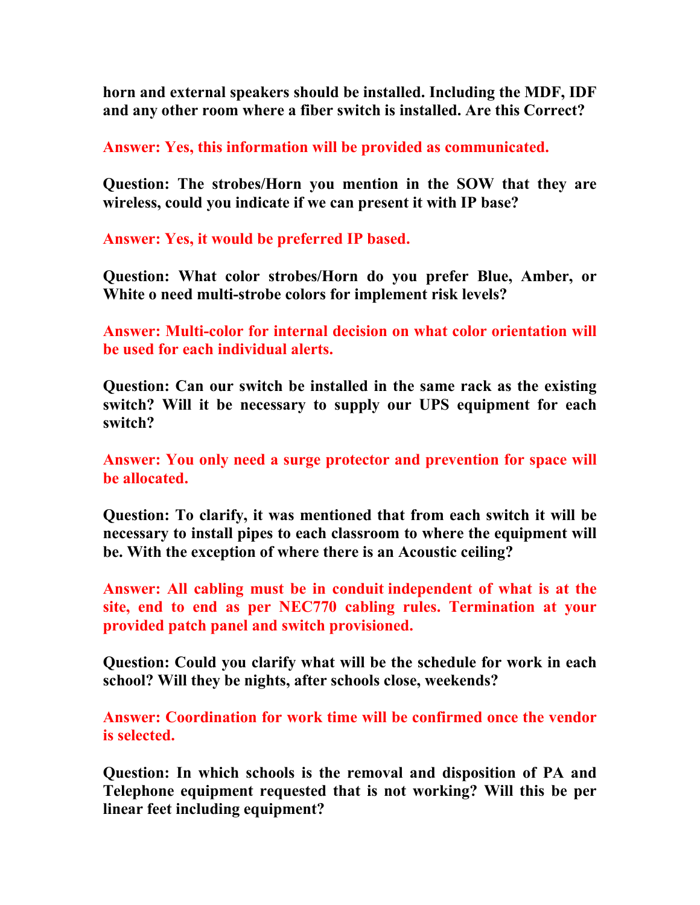**horn and external speakers should be installed. Including the MDF, IDF and any other room where a fiber switch is installed. Are this Correct?**

**Answer: Yes, this information will be provided as communicated.**

**Question: The strobes/Horn you mention in the SOW that they are wireless, could you indicate if we can present it with IP base?**

**Answer: Yes, it would be preferred IP based.**

**Question: What color strobes/Horn do you prefer Blue, Amber, or White o need multi-strobe colors for implement risk levels?**

**Answer: Multi-color for internal decision on what color orientation will be used for each individual alerts.**

**Question: Can our switch be installed in the same rack as the existing switch? Will it be necessary to supply our UPS equipment for each switch?**

**Answer: You only need a surge protector and prevention for space will be allocated.**

**Question: To clarify, it was mentioned that from each switch it will be necessary to install pipes to each classroom to where the equipment will be. With the exception of where there is an Acoustic ceiling?**

**Answer: All cabling must be in conduit independent of what is at the site, end to end as per NEC770 cabling rules. Termination at your provided patch panel and switch provisioned.**

**Question: Could you clarify what will be the schedule for work in each school? Will they be nights, after schools close, weekends?**

**Answer: Coordination for work time will be confirmed once the vendor is selected.**

**Question: In which schools is the removal and disposition of PA and Telephone equipment requested that is not working? Will this be per linear feet including equipment?**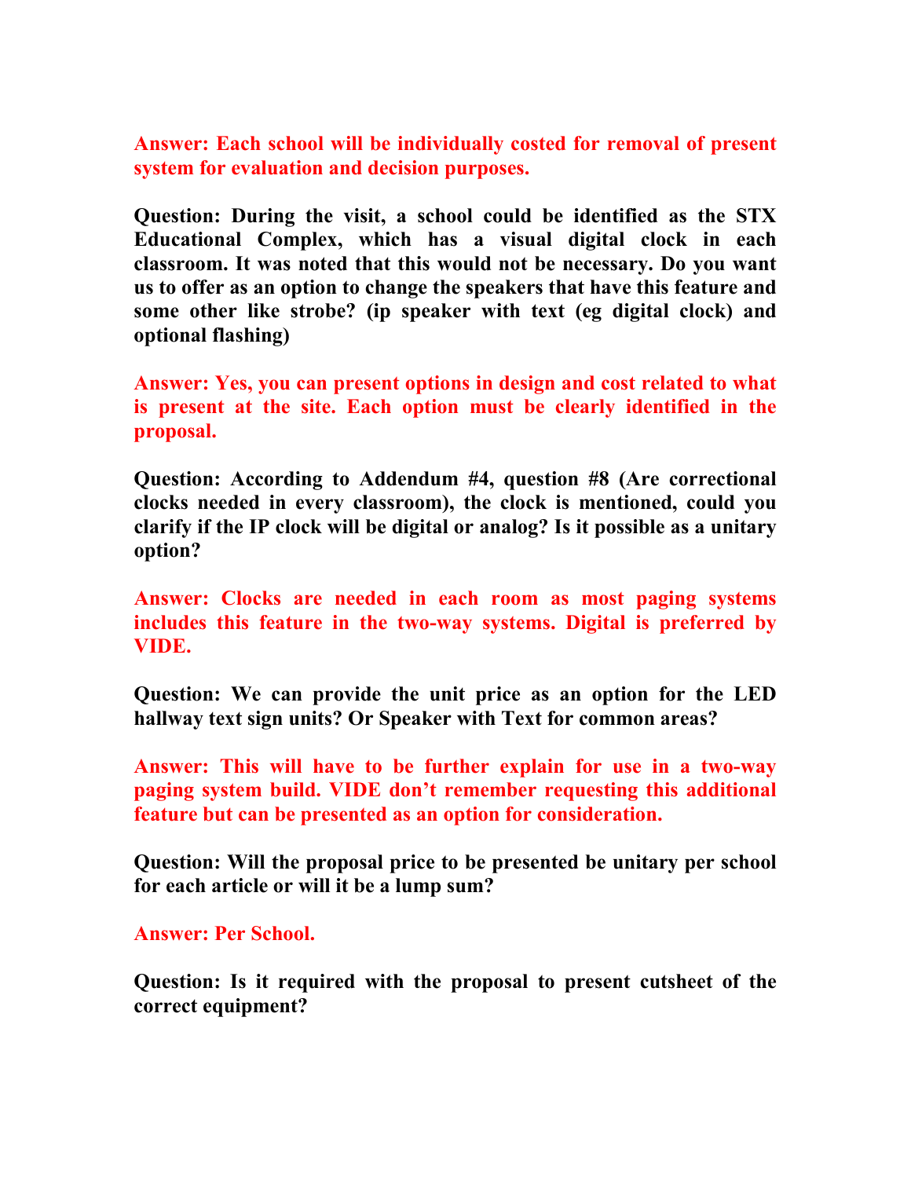**Answer: Each school will be individually costed for removal of present system for evaluation and decision purposes.**

**Question: During the visit, a school could be identified as the STX Educational Complex, which has a visual digital clock in each classroom. It was noted that this would not be necessary. Do you want us to offer as an option to change the speakers that have this feature and some other like strobe? (ip speaker with text (eg digital clock) and optional flashing)**

**Answer: Yes, you can present options in design and cost related to what is present at the site. Each option must be clearly identified in the proposal.**

**Question: According to Addendum #4, question #8 (Are correctional clocks needed in every classroom), the clock is mentioned, could you clarify if the IP clock will be digital or analog? Is it possible as a unitary option?**

**Answer: Clocks are needed in each room as most paging systems includes this feature in the two-way systems. Digital is preferred by VIDE.**

**Question: We can provide the unit price as an option for the LED hallway text sign units? Or Speaker with Text for common areas?**

**Answer: This will have to be further explain for use in a two-way paging system build. VIDE don't remember requesting this additional feature but can be presented as an option for consideration.**

**Question: Will the proposal price to be presented be unitary per school for each article or will it be a lump sum?**

**Answer: Per School.**

**Question: Is it required with the proposal to present cutsheet of the correct equipment?**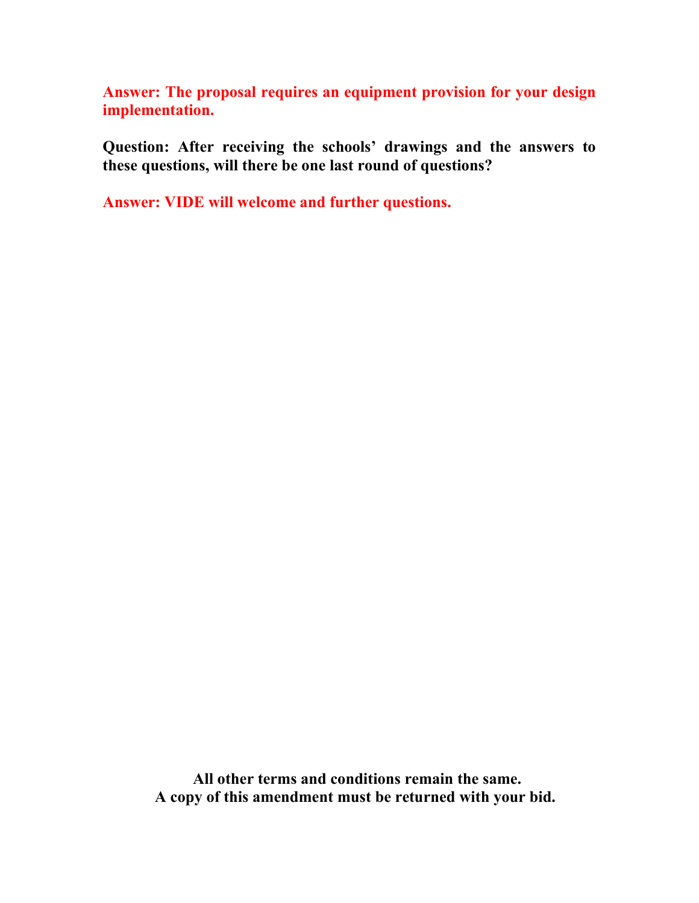**Answer: The proposal requires an equipment provision for your design implementation.**

**Question: After receiving the schools' drawings and the answers to these questions, will there be one last round of questions?**

**Answer: VIDE will welcome and further questions.**

**All other terms and conditions remain the same.**
**A copy of this amendment must be returned with your bid.**